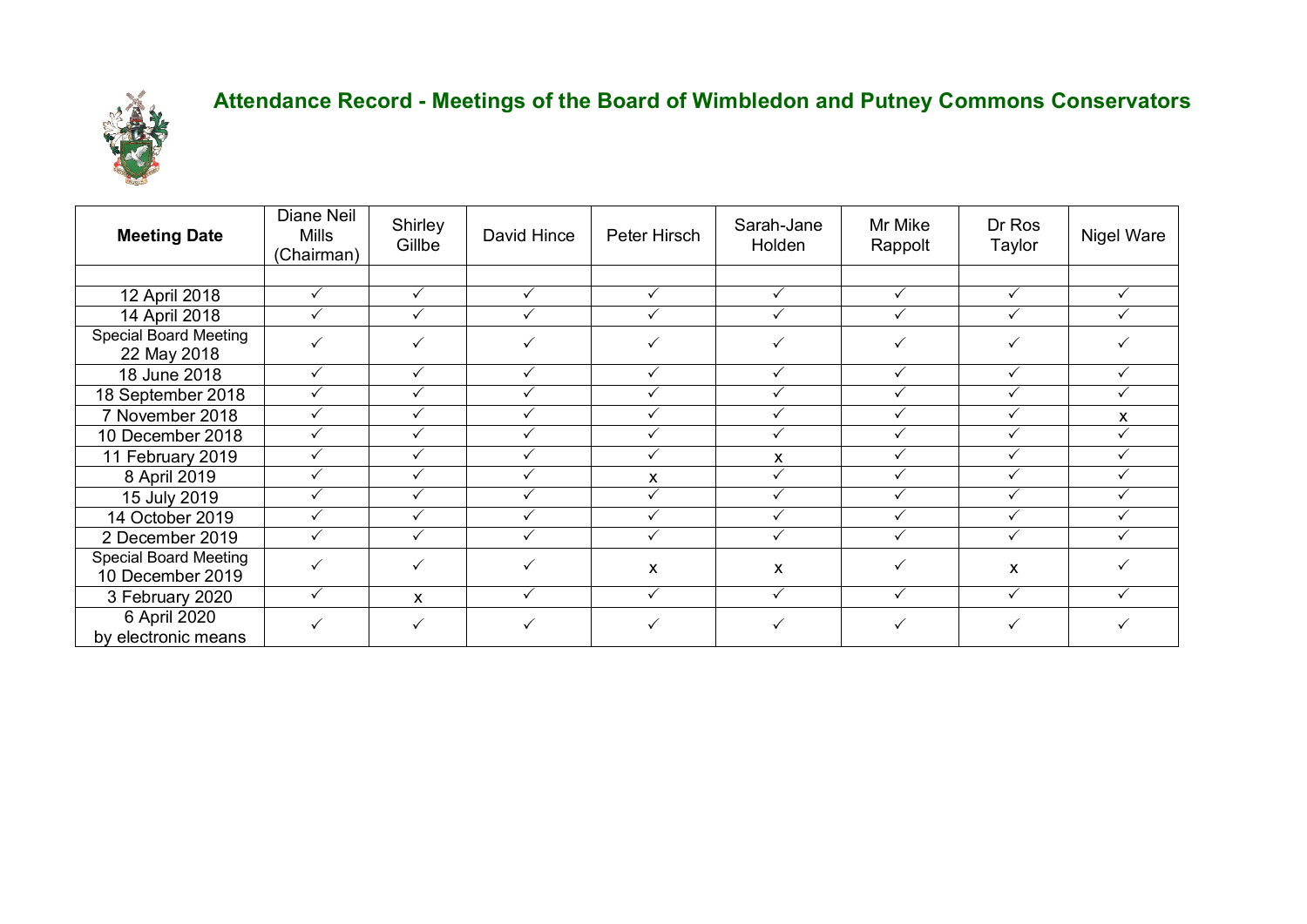# Attendance Record - Meetings of the Board of Wimbledon and Putney Commons Conservators

| Meeting Date | Diane Neil Mills (Chairman) | Shirley Gillbe | David Hince | Peter Hirsch | Sarah-Jane Holden | Mr Mike Rappolt | Dr Ros Taylor | Nigel Ware |
|---|---|---|---|---|---|---|---|---|
| | | | | | | | | |
| 12 April 2018 | ✓ | ✓ | ✓ | ✓ | ✓ | ✓ | ✓ | ✓ |
| 14 April 2018 | ✓ | ✓ | ✓ | ✓ | ✓ | ✓ | ✓ | ✓ |
| Special Board Meeting 22 May 2018 | ✓ | ✓ | ✓ | ✓ | ✓ | ✓ | ✓ | ✓ |
| 18 June 2018 | ✓ | ✓ | ✓ | ✓ | ✓ | ✓ | ✓ | ✓ |
| 18 September 2018 | ✓ | ✓ | ✓ | ✓ | ✓ | ✓ | ✓ | ✓ |
| 7 November 2018 | ✓ | ✓ | ✓ | ✓ | ✓ | ✓ | ✓ | x |
| 10 December 2018 | ✓ | ✓ | ✓ | ✓ | ✓ | ✓ | ✓ | ✓ |
| 11 February 2019 | ✓ | ✓ | ✓ | ✓ | x | ✓ | ✓ | ✓ |
| 8 April 2019 | ✓ | ✓ | ✓ | x | ✓ | ✓ | ✓ | ✓ |
| 15 July 2019 | ✓ | ✓ | ✓ | ✓ | ✓ | ✓ | ✓ | ✓ |
| 14 October 2019 | ✓ | ✓ | ✓ | ✓ | ✓ | ✓ | ✓ | ✓ |
| 2 December 2019 | ✓ | ✓ | ✓ | ✓ | ✓ | ✓ | ✓ | ✓ |
| Special Board Meeting 10 December 2019 | ✓ | ✓ | ✓ | x | x | ✓ | x | ✓ |
| 3 February 2020 | ✓ | x | ✓ | ✓ | ✓ | ✓ | ✓ | ✓ |
| 6 April 2020 by electronic means | ✓ | ✓ | ✓ | ✓ | ✓ | ✓ | ✓ | ✓ |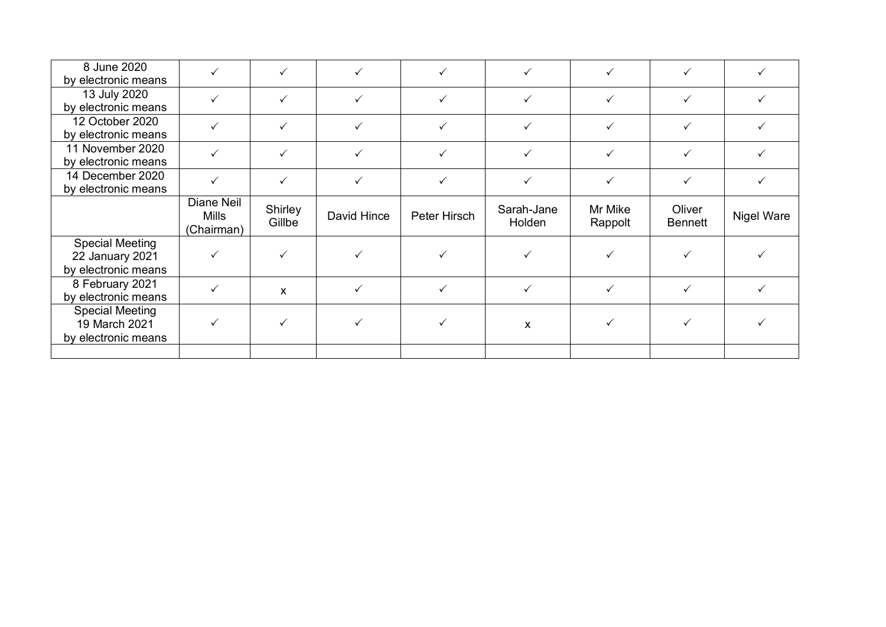| | | | | | | | | |
|---|---|---|---|---|---|---|---|---|
| 8 June 2020 by electronic means | ✓ | ✓ | ✓ | ✓ | ✓ | ✓ | ✓ | ✓ |
| 13 July 2020 by electronic means | ✓ | ✓ | ✓ | ✓ | ✓ | ✓ | ✓ | ✓ |
| 12 October 2020 by electronic means | ✓ | ✓ | ✓ | ✓ | ✓ | ✓ | ✓ | ✓ |
| 11 November 2020 by electronic means | ✓ | ✓ | ✓ | ✓ | ✓ | ✓ | ✓ | ✓ |
| 14 December 2020 by electronic means | ✓ | ✓ | ✓ | ✓ | ✓ | ✓ | ✓ | ✓ |
| | Diane Neil Mills (Chairman) | Shirley Gillbe | David Hince | Peter Hirsch | Sarah-Jane Holden | Mr Mike Rappolt | Oliver Bennett | Nigel Ware |
| Special Meeting 22 January 2021 by electronic means | ✓ | ✓ | ✓ | ✓ | ✓ | ✓ | ✓ | ✓ |
| 8 February 2021 by electronic means | ✓ | x | ✓ | ✓ | ✓ | ✓ | ✓ | ✓ |
| Special Meeting 19 March 2021 by electronic means | ✓ | ✓ | ✓ | ✓ | x | ✓ | ✓ | ✓ |
| | | | | | | | | |